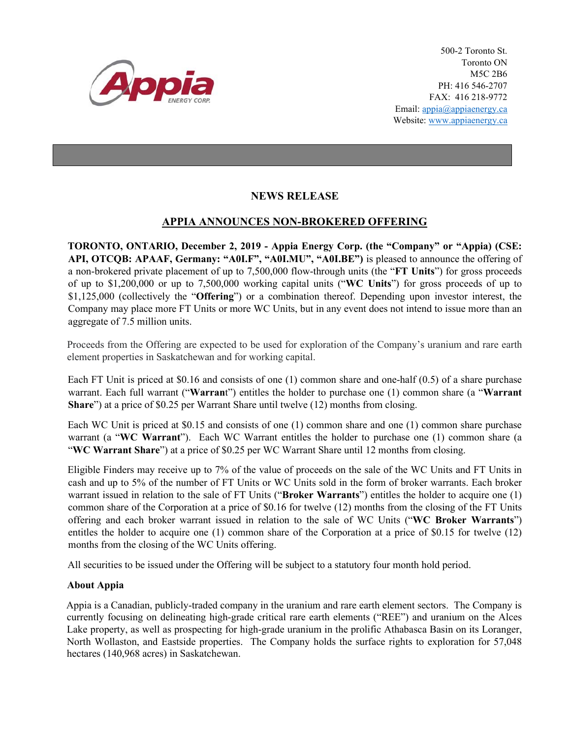500-2 Toronto St.
Toronto ON
M5C 2B6
PH: 416 546-2707
FAX: 416 218-9772
Email: appia@appiaenergy.ca
Website: www.appiaenergy.ca

# NEWS RELEASE

## APPIA ANNOUNCES NON-BROKERED OFFERING

**TORONTO, ONTARIO, December 2, 2019 - Appia Energy Corp. (the "Company" or "Appia) (CSE: API, OTCQB: APAAF, Germany: "A0I.F", "A0I.MU", "A0I.BE")** is pleased to announce the offering of a non-brokered private placement of up to 7,500,000 flow-through units (the "**FT Units**") for gross proceeds of up to $1,200,000 or up to 7,500,000 working capital units ("**WC Units**") for gross proceeds of up to $1,125,000 (collectively the "**Offering**") or a combination thereof. Depending upon investor interest, the Company may place more FT Units or more WC Units, but in any event does not intend to issue more than an aggregate of 7.5 million units.

Proceeds from the Offering are expected to be used for exploration of the Company's uranium and rare earth element properties in Saskatchewan and for working capital.

Each FT Unit is priced at $0.16 and consists of one (1) common share and one-half (0.5) of a share purchase warrant. Each full warrant ("**Warrant**") entitles the holder to purchase one (1) common share (a "**Warrant Share**") at a price of $0.25 per Warrant Share until twelve (12) months from closing.

Each WC Unit is priced at $0.15 and consists of one (1) common share and one (1) common share purchase warrant (a "**WC Warrant**"). Each WC Warrant entitles the holder to purchase one (1) common share (a "**WC Warrant Share**") at a price of $0.25 per WC Warrant Share until 12 months from closing.

Eligible Finders may receive up to 7% of the value of proceeds on the sale of the WC Units and FT Units in cash and up to 5% of the number of FT Units or WC Units sold in the form of broker warrants. Each broker warrant issued in relation to the sale of FT Units ("**Broker Warrants**") entitles the holder to acquire one (1) common share of the Corporation at a price of $0.16 for twelve (12) months from the closing of the FT Units offering and each broker warrant issued in relation to the sale of WC Units ("**WC Broker Warrants**") entitles the holder to acquire one (1) common share of the Corporation at a price of $0.15 for twelve (12) months from the closing of the WC Units offering.

All securities to be issued under the Offering will be subject to a statutory four month hold period.

**About Appia**

Appia is a Canadian, publicly-traded company in the uranium and rare earth element sectors. The Company is currently focusing on delineating high-grade critical rare earth elements ("REE") and uranium on the Alces Lake property, as well as prospecting for high-grade uranium in the prolific Athabasca Basin on its Loranger, North Wollaston, and Eastside properties. The Company holds the surface rights to exploration for 57,048 hectares (140,968 acres) in Saskatchewan.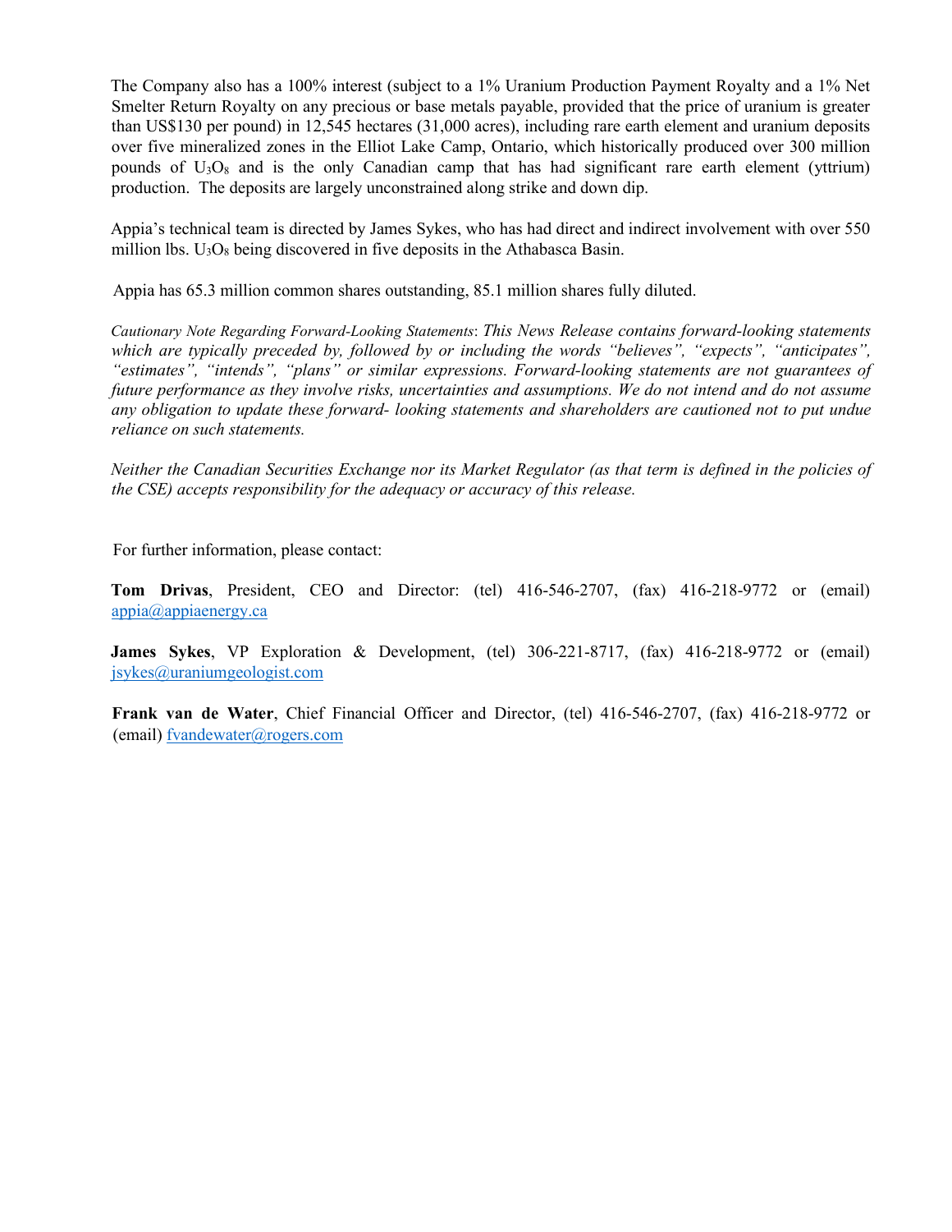The Company also has a 100% interest (subject to a 1% Uranium Production Payment Royalty and a 1% Net Smelter Return Royalty on any precious or base metals payable, provided that the price of uranium is greater than US$130 per pound) in 12,545 hectares (31,000 acres), including rare earth element and uranium deposits over five mineralized zones in the Elliot Lake Camp, Ontario, which historically produced over 300 million pounds of $U_3O_8$ and is the only Canadian camp that has had significant rare earth element (yttrium) production. The deposits are largely unconstrained along strike and down dip.

Appia's technical team is directed by James Sykes, who has had direct and indirect involvement with over 550 million lbs. $U_3O_8$ being discovered in five deposits in the Athabasca Basin.

Appia has 65.3 million common shares outstanding, 85.1 million shares fully diluted.

*Cautionary Note Regarding Forward-Looking Statements*: *This News Release contains forward-looking statements which are typically preceded by, followed by or including the words "believes", "expects", "anticipates", "estimates", "intends", "plans" or similar expressions. Forward-looking statements are not guarantees of future performance as they involve risks, uncertainties and assumptions. We do not intend and do not assume any obligation to update these forward- looking statements and shareholders are cautioned not to put undue reliance on such statements.*

*Neither the Canadian Securities Exchange nor its Market Regulator (as that term is defined in the policies of the CSE) accepts responsibility for the adequacy or accuracy of this release.*

For further information, please contact:

**Tom Drivas**, President, CEO and Director: (tel) 416-546-2707, (fax) 416-218-9772 or (email) appia@appiaenergy.ca

**James Sykes**, VP Exploration & Development, (tel) 306-221-8717, (fax) 416-218-9772 or (email) jsykes@uraniumgeologist.com

**Frank van de Water**, Chief Financial Officer and Director, (tel) 416-546-2707, (fax) 416-218-9772 or (email) fvandewater@rogers.com